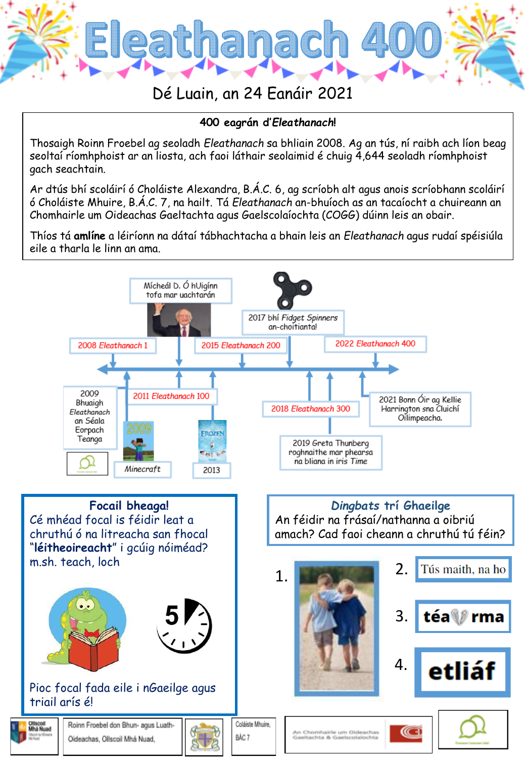# Eleathanach 400

Dé Luain, an 24 Eanáir 2021

**400 eagrán d'*Eleathanach*!**

Thosaigh Roinn Froebel ag seoladh *Eleathanach* sa bhliain 2008. Ag an tús, ní raibh ach líon beag seoltaí ríomhphoist ar an liosta, ach faoi láthair seolaimid é chuig 4,644 seoladh ríomhphoist gach seachtain.

Ar dtús bhí scoláirí ó Choláiste Alexandra, B.Á.C. 6, ag scríobh alt agus anois scríobhann scoláirí ó Choláiste Mhuire, B.Á.C. 7, na hailt. Tá *Eleathanach* an-bhuíoch as an tacaíocht a chuireann an Chomhairle um Oideachas Gaeltachta agus Gaelscolaíochta (COGG) dúinn leis an obair.

Thíos tá **amlíne** a léiríonn na dátaí tábhachtacha a bhain leis an *Eleathanach* agus rudaí spéisiúla eile a tharla le linn an ama.

- 2008 *Eleathanach* 1
- 2009 Bhuaigh *Eleathanach* an Séala Eorpach Teanga
- 2009 Minecraft
- Mícheál D. Ó hUigínn tofa mar uachtarán
- 2011 *Eleathanach* 100
- 2013 Frozen
- 2015 *Eleathanach* 200
- 2017 bhí *Fidget Spinners* an-choitianta!
- 2018 *Eleathanach* 300
- 2019 Greta Thunberg roghnaithe mar phearsa na bliana in iris *Time*
- 2021 Bonn Óir ag Kellie Harrington sna Cluichí Oilimpeacha.
- 2022 *Eleathanach* 400

## Focail bheaga!

Cé mhéad focal is féidir leat a chruthú ó na litreacha san fhocal "**léitheoireacht**" i gcúig nóiméad?
m.sh. teach, loch

Pioc focal fada eile i nGaeilge agus triail arís é!

## *Dingbats trí Ghaeilge*

An féidir na frásaí/nathanna a oibriú amach? Cad faoi cheann a chruthú tú féin?

1.
2. Tús maith, na ho
3. téa rma
4. etliáf

Ollscoil Mhá Nuad | Roinn Froebel don Bhun- agus Luath-Oideachas, Ollscoil Mhá Nuad, | Coláiste Mhuire, BÁC 7 | An Chomhairle um Oideachas Gaeltachta & Gaelscolaíochta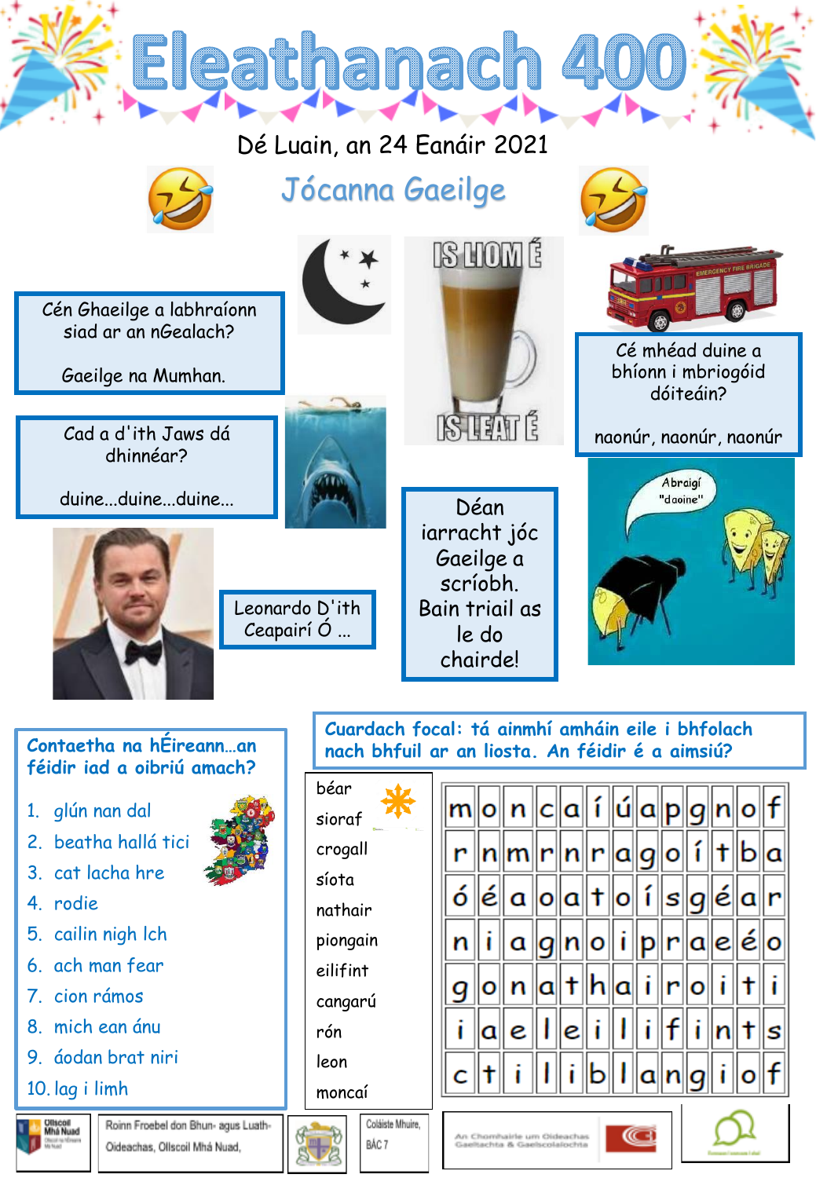# Eleathanach 400

Dé Luain, an 24 Eanáir 2021

## Jócanna Gaeilge

Cén Ghaeilge a labhraíonn siad ar an nGealach?

Gaeilge na Mumhan.

IS LIOM É

IS LEAT É

Cé mhéad duine a bhíonn i mbriogóid dóiteáin?

naonúr, naonúr, naonúr

Cad a d'ith Jaws dá dhinnéar?

duine...duine...duine...

Déan iarracht jóc Gaeilge a scríobh. Bain triail as le do chairde!

Abraigí "daoine"

Leonardo D'ith Ceapairí Ó ...

**Contaetha na hÉireann…an féidir iad a oibriú amach?**

1. glún nan dal
2. beatha hallá tici
3. cat lacha hre
4. rodie
5. cailin nigh lch
6. ach man fear
7. cion rámos
8. mich ean ánu
9. áodan brat niri
10. lag i limh

**Cuardach focal: tá ainmhí amháin eile i bhfolach nach bhfuil ar an liosta. An féidir é a aimsiú?**

béar
sioraf
crogall
síota
nathair
piongain
eilifint
cangarú
rón
leon
moncaí

| | | | | | | | | | | | |
|---|---|---|---|---|---|---|---|---|---|---|---|
| m | o | n | c | a | í | ú | a | p | g | n | o | f |
| r | n | m | r | n | r | a | g | o | í | t | b | a |
| ó | é | a | o | a | t | o | í | s | g | é | a | r |
| n | i | a | g | n | o | i | p | r | a | e | é | o |
| g | o | n | a | t | h | a | i | r | o | i | t | i |
| i | a | e | l | e | i | l | i | f | i | n | t | s |
| c | t | i | l | i | b | l | a | n | g | i | o | f |

Ollscoil Mhá Nuad

Roinn Froebel don Bhun- agus Luath-Oideachas, Ollscoil Mhá Nuad,

Coláiste Mhuire, BÁC 7

An Chomhairle um Oideachas Gaeltachta & Gaelscolaíochta